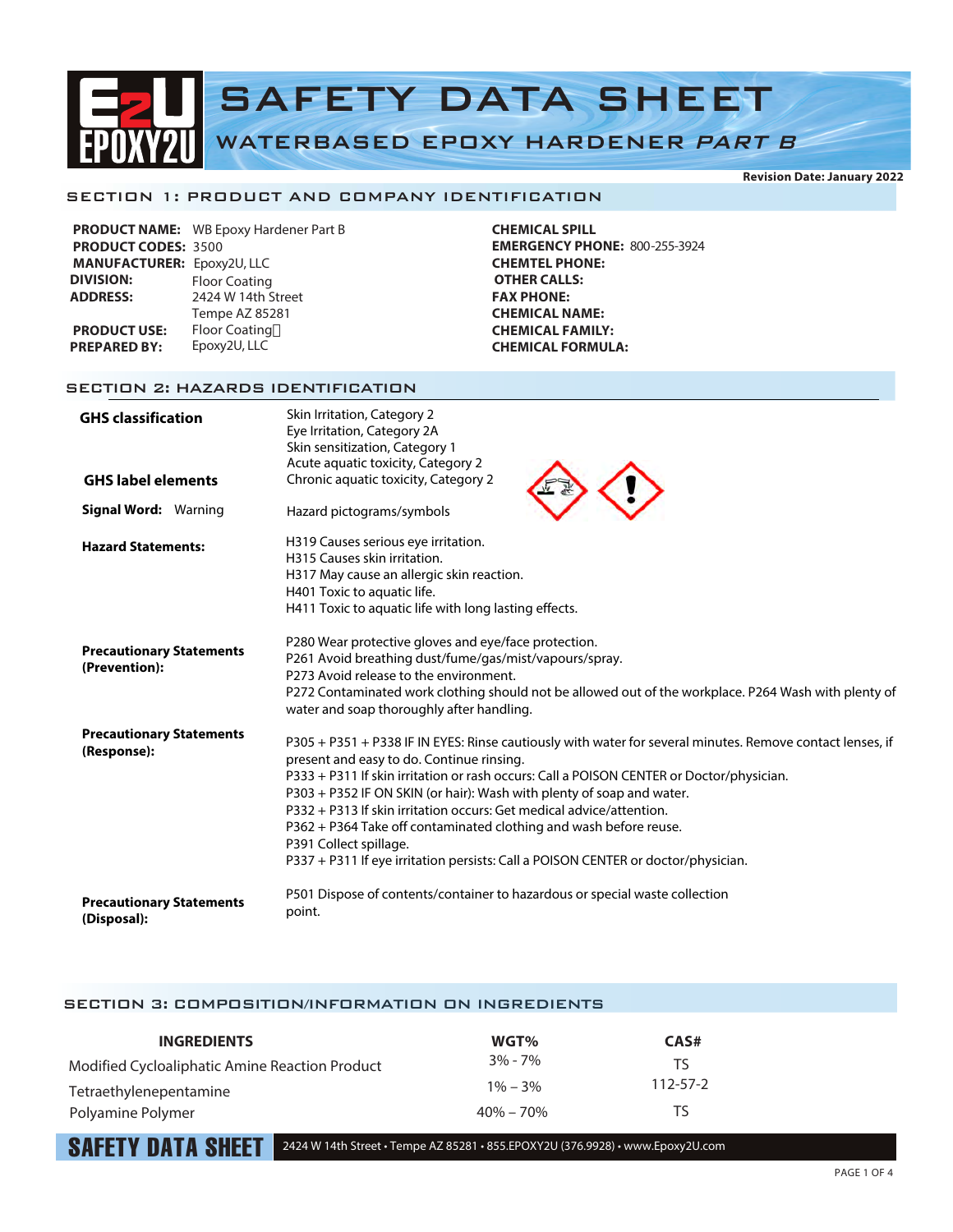# SAFETY DATA SHEET

## WATERBASED EPOXY HARDENER *PART B*

**Revision Date: January 2022**

## SECTION 1: PRODUCT AND COMPANY IDENTIFICATION

**PRODUCT NAME:** WB Epoxy Hardener Part B
**PRODUCT CODES:** 3500
**MANUFACTURER:** Epoxy2U, LLC
**DIVISION:** Floor Coating
**ADDRESS:** 2424 W 14th Street
Tempe AZ 85281
**PRODUCT USE:** Floor Coating
**PREPARED BY:** Epoxy2U, LLC

**CHEMICAL SPILL**
**EMERGENCY PHONE:** 800-255-3924
**CHEMTEL PHONE:**
**OTHER CALLS:**
**FAX PHONE:**
**CHEMICAL NAME:**
**CHEMICAL FAMILY:**
**CHEMICAL FORMULA:**

## SECTION 2: HAZARDS IDENTIFICATION

**GHS classification**

Skin Irritation, Category 2
Eye Irritation, Category 2A
Skin sensitization, Category 1
Acute aquatic toxicity, Category 2
Chronic aquatic toxicity, Category 2

**GHS label elements**

**Signal Word:** Warning

Hazard pictograms/symbols

**Hazard Statements:**

H319 Causes serious eye irritation.
H315 Causes skin irritation.
H317 May cause an allergic skin reaction.
H401 Toxic to aquatic life.
H411 Toxic to aquatic life with long lasting effects.

**Precautionary Statements (Prevention):**

P280 Wear protective gloves and eye/face protection.
P261 Avoid breathing dust/fume/gas/mist/vapours/spray.
P273 Avoid release to the environment.
P272 Contaminated work clothing should not be allowed out of the workplace. P264 Wash with plenty of water and soap thoroughly after handling.

**Precautionary Statements (Response):**

P305 + P351 + P338 IF IN EYES: Rinse cautiously with water for several minutes. Remove contact lenses, if present and easy to do. Continue rinsing.
P333 + P311 If skin irritation or rash occurs: Call a POISON CENTER or Doctor/physician.
P303 + P352 IF ON SKIN (or hair): Wash with plenty of soap and water.
P332 + P313 If skin irritation occurs: Get medical advice/attention.
P362 + P364 Take off contaminated clothing and wash before reuse.
P391 Collect spillage.
P337 + P311 If eye irritation persists: Call a POISON CENTER or doctor/physician.

**Precautionary Statements (Disposal):**

P501 Dispose of contents/container to hazardous or special waste collection point.

## SECTION 3: COMPOSITION/INFORMATION ON INGREDIENTS

| INGREDIENTS | WGT% | CAS# |
|---|---|---|
| Modified Cycloaliphatic Amine Reaction Product | 3% - 7% | TS |
| Tetraethylenepentamine | 1% – 3% | 112-57-2 |
| Polyamine Polymer | 40% – 70% | TS |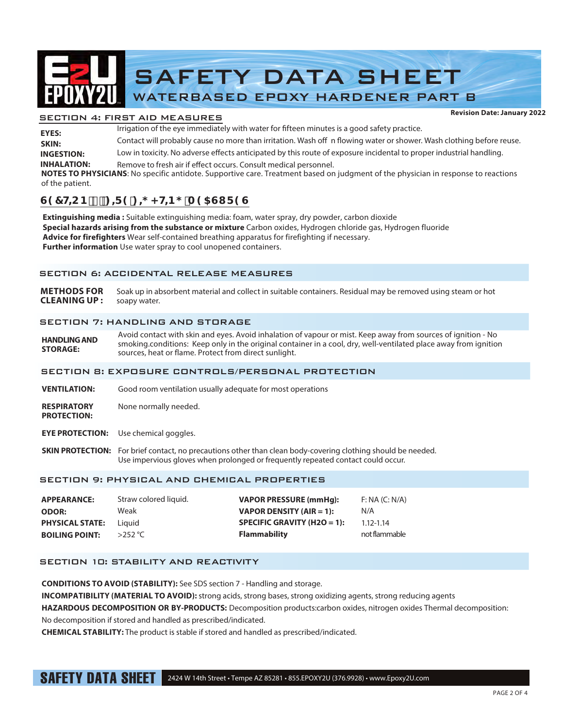# SAFETY DATA SHEET

## WATERBASED EPOXY HARDENER PART B

**Revision Date: January 2022**

## SECTION 4: FIRST AID MEASURES

**EYES:** Irrigation of the eye immediately with water for fifteen minutes is a good safety practice.

**SKIN:** Contact will probably cause no more than irritation. Wash off n flowing water or shower. Wash clothing before reuse.

**INGESTION:** Low in toxicity. No adverse effects anticipated by this route of exposure incidental to proper industrial handling.

**INHALATION:** Remove to fresh air if effect occurs. Consult medical personnel.

**NOTES TO PHYSICIANS**: No specific antidote. Supportive care. Treatment based on judgment of the physician in response to reactions of the patient.

## SECTION 5: FIRE-FIGHTING MEASURES

**Extinguishing media :** Suitable extinguishing media: foam, water spray, dry powder, carbon dioxide

**Special hazards arising from the substance or mixture** Carbon oxides, Hydrogen chloride gas, Hydrogen fluoride

**Advice for firefighters** Wear self-contained breathing apparatus for firefighting if necessary.

**Further information** Use water spray to cool unopened containers.

## SECTION 6: ACCIDENTAL RELEASE MEASURES

**METHODS FOR CLEANING UP :** Soak up in absorbent material and collect in suitable containers. Residual may be removed using steam or hot soapy water.

## SECTION 7: HANDLING AND STORAGE

**HANDLING AND STORAGE:** Avoid contact with skin and eyes. Avoid inhalation of vapour or mist. Keep away from sources of ignition - No smoking.conditions: Keep only in the original container in a cool, dry, well-ventilated place away from ignition sources, heat or flame. Protect from direct sunlight.

## SECTION 8: EXPOSURE CONTROLS/PERSONAL PROTECTION

**VENTILATION:** Good room ventilation usually adequate for most operations

**RESPIRATORY PROTECTION:** None normally needed.

**EYE PROTECTION:** Use chemical goggles.

**SKIN PROTECTION:** For brief contact, no precautions other than clean body-covering clothing should be needed. Use impervious gloves when prolonged or frequently repeated contact could occur.

## SECTION 9: PHYSICAL AND CHEMICAL PROPERTIES

| | | | |
|---|---|---|---|
| **APPEARANCE:** | Straw colored liquid. | **VAPOR PRESSURE (mmHg):** | F: NA (C: N/A) |
| **ODOR:** | Weak | **VAPOR DENSITY (AIR = 1):** | N/A |
| **PHYSICAL STATE:** | Liquid | **SPECIFIC GRAVITY (H2O = 1):** | 1.12-1.14 |
| **BOILING POINT:** | >252 °C | **Flammability** | not flammable |

## SECTION 10: STABILITY AND REACTIVITY

**CONDITIONS TO AVOID (STABILITY):** See SDS section 7 - Handling and storage.

**INCOMPATIBILITY (MATERIAL TO AVOID):** strong acids, strong bases, strong oxidizing agents, strong reducing agents

**HAZARDOUS DECOMPOSITION OR BY-PRODUCTS:** Decomposition products:carbon oxides, nitrogen oxides Thermal decomposition: No decomposition if stored and handled as prescribed/indicated.

**CHEMICAL STABILITY:** The product is stable if stored and handled as prescribed/indicated.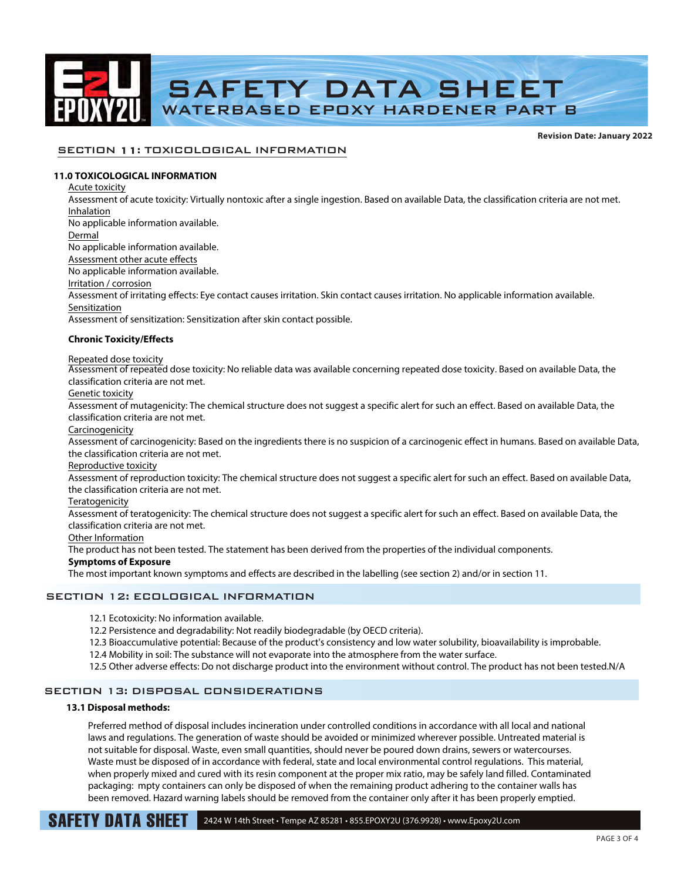Revision Date: January 2022

## SECTION 11: TOXICOLOGICAL INFORMATION

### 11.0 TOXICOLOGICAL INFORMATION

Acute toxicity

Assessment of acute toxicity: Virtually nontoxic after a single ingestion. Based on available Data, the classification criteria are not met.

Inhalation

No applicable information available.

Dermal

No applicable information available.

Assessment other acute effects

No applicable information available.

Irritation / corrosion

Assessment of irritating effects: Eye contact causes irritation. Skin contact causes irritation. No applicable information available.

Sensitization

Assessment of sensitization: Sensitization after skin contact possible.

**Chronic Toxicity/Effects**

Repeated dose toxicity

Assessment of repeated dose toxicity: No reliable data was available concerning repeated dose toxicity. Based on available Data, the classification criteria are not met.

Genetic toxicity

Assessment of mutagenicity: The chemical structure does not suggest a specific alert for such an effect. Based on available Data, the classification criteria are not met.

Carcinogenicity

Assessment of carcinogenicity: Based on the ingredients there is no suspicion of a carcinogenic effect in humans. Based on available Data, the classification criteria are not met.

Reproductive toxicity

Assessment of reproduction toxicity: The chemical structure does not suggest a specific alert for such an effect. Based on available Data, the classification criteria are not met.

Teratogenicity

Assessment of teratogenicity: The chemical structure does not suggest a specific alert for such an effect. Based on available Data, the classification criteria are not met.

Other Information

The product has not been tested. The statement has been derived from the properties of the individual components.

**Symptoms of Exposure**

The most important known symptoms and effects are described in the labelling (see section 2) and/or in section 11.

## SECTION 12: ECOLOGICAL INFORMATION

12.1 Ecotoxicity: No information available.
12.2 Persistence and degradability: Not readily biodegradable (by OECD criteria).
12.3 Bioaccumulative potential: Because of the product's consistency and low water solubility, bioavailability is improbable.
12.4 Mobility in soil: The substance will not evaporate into the atmosphere from the water surface.
12.5 Other adverse effects: Do not discharge product into the environment without control. The product has not been tested.N/A

## SECTION 13: DISPOSAL CONSIDERATIONS

**13.1 Disposal methods:**

Preferred method of disposal includes incineration under controlled conditions in accordance with all local and national laws and regulations. The generation of waste should be avoided or minimized wherever possible. Untreated material is not suitable for disposal. Waste, even small quantities, should never be poured down drains, sewers or watercourses. Waste must be disposed of in accordance with federal, state and local environmental control regulations. This material, when properly mixed and cured with its resin component at the proper mix ratio, may be safely land filled. Contaminated packaging: mpty containers can only be disposed of when the remaining product adhering to the container walls has been removed. Hazard warning labels should be removed from the container only after it has been properly emptied.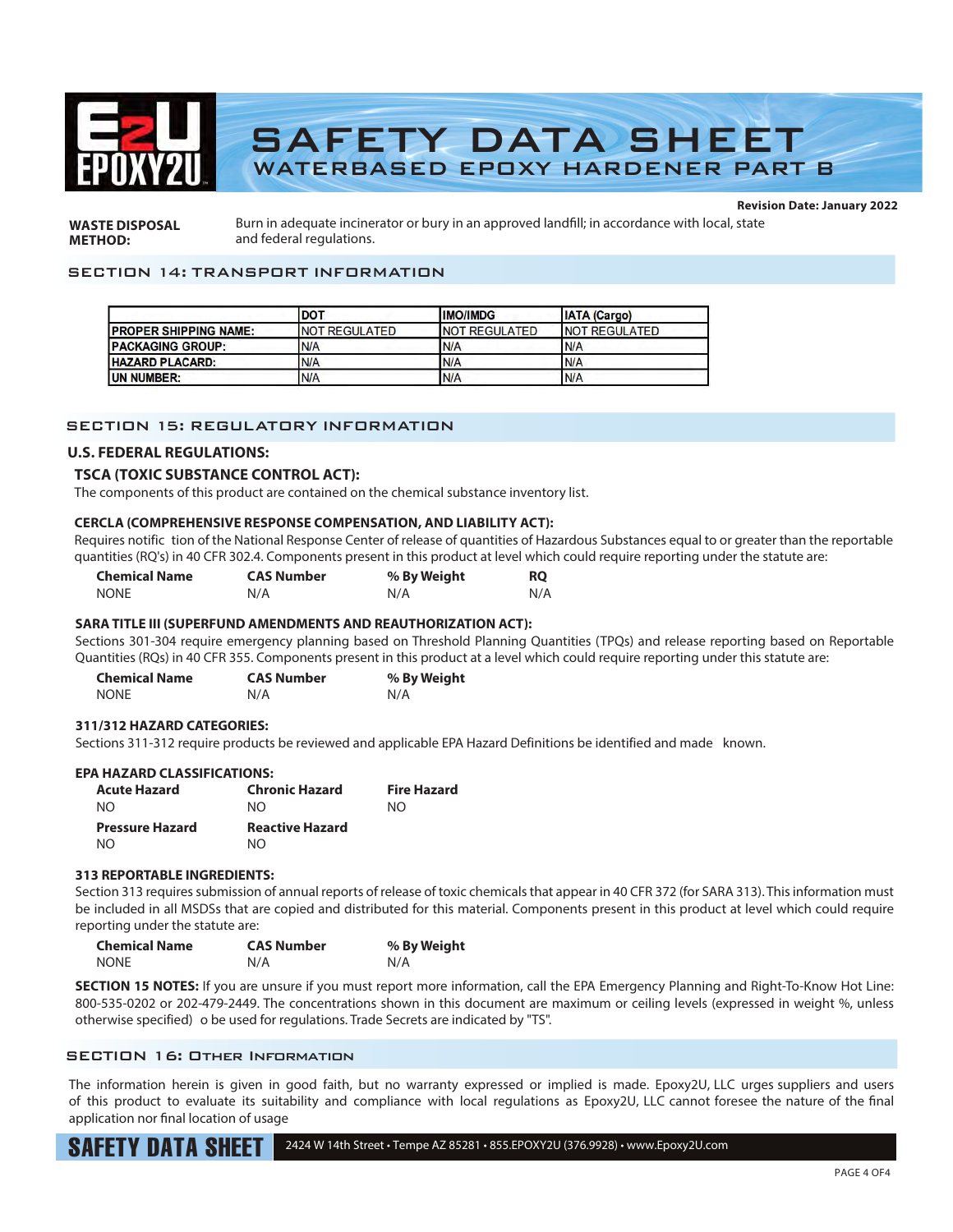Revision Date: January 2022

**WASTE DISPOSAL METHOD:** Burn in adequate incinerator or bury in an approved landfill; in accordance with local, state and federal regulations.

## SECTION 14: TRANSPORT INFORMATION

| | DOT | IMO/IMDG | IATA (Cargo) |
|---|---|---|---|
| PROPER SHIPPING NAME: | NOT REGULATED | NOT REGULATED | NOT REGULATED |
| PACKAGING GROUP: | N/A | N/A | N/A |
| HAZARD PLACARD: | N/A | N/A | N/A |
| UN NUMBER: | N/A | N/A | N/A |

## SECTION 15: REGULATORY INFORMATION

### U.S. FEDERAL REGULATIONS:

**TSCA (TOXIC SUBSTANCE CONTROL ACT):**

The components of this product are contained on the chemical substance inventory list.

**CERCLA (COMPREHENSIVE RESPONSE COMPENSATION, AND LIABILITY ACT):**

Requires notific tion of the National Response Center of release of quantities of Hazardous Substances equal to or greater than the reportable quantities (RQ's) in 40 CFR 302.4. Components present in this product at level which could require reporting under the statute are:

| Chemical Name | CAS Number | % By Weight | RQ |
|---|---|---|---|
| NONE | N/A | N/A | N/A |

**SARA TITLE III (SUPERFUND AMENDMENTS AND REAUTHORIZATION ACT):**

Sections 301-304 require emergency planning based on Threshold Planning Quantities (TPQs) and release reporting based on Reportable Quantities (RQs) in 40 CFR 355. Components present in this product at a level which could require reporting under this statute are:

| Chemical Name | CAS Number | % By Weight |
|---|---|---|
| NONE | N/A | N/A |

**311/312 HAZARD CATEGORIES:**

Sections 311-312 require products be reviewed and applicable EPA Hazard Definitions be identified and made known.

**EPA HAZARD CLASSIFICATIONS:**

| Acute Hazard | Chronic Hazard | Fire Hazard |
|---|---|---|
| NO | NO | NO |
| **Pressure Hazard** | **Reactive Hazard** | |
| NO | NO | |

**313 REPORTABLE INGREDIENTS:**

Section 313 requires submission of annual reports of release of toxic chemicals that appear in 40 CFR 372 (for SARA 313). This information must be included in all MSDSs that are copied and distributed for this material. Components present in this product at level which could require reporting under the statute are:

| Chemical Name | CAS Number | % By Weight |
|---|---|---|
| NONE | N/A | N/A |

**SECTION 15 NOTES:** If you are unsure if you must report more information, call the EPA Emergency Planning and Right-To-Know Hot Line: 800-535-0202 or 202-479-2449. The concentrations shown in this document are maximum or ceiling levels (expressed in weight %, unless otherwise specified) o be used for regulations. Trade Secrets are indicated by "TS".

## SECTION 16: OTHER INFORMATION

The information herein is given in good faith, but no warranty expressed or implied is made. Epoxy2U, LLC urges suppliers and users of this product to evaluate its suitability and compliance with local regulations as Epoxy2U, LLC cannot foresee the nature of the final application nor final location of usage